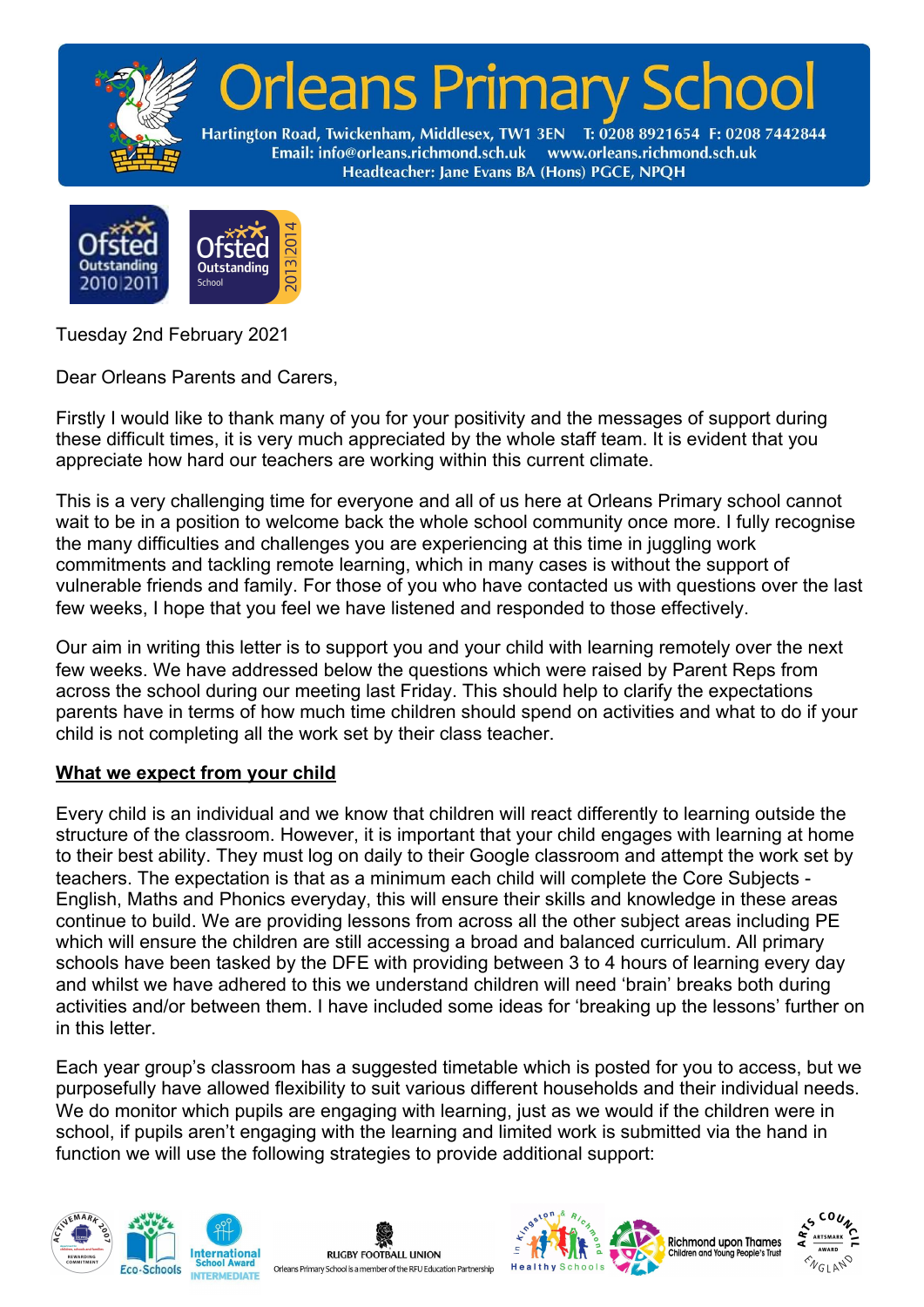# Orleans Primary School

Hartington Road, Twickenham, Middlesex, TW1 3EN T: 0208 8921654 F: 0208 7442844
Email: info@orleans.richmond.sch.uk www.orleans.richmond.sch.uk
Headteacher: Jane Evans BA (Hons) PGCE, NPQH

Tuesday 2nd February 2021

Dear Orleans Parents and Carers,

Firstly I would like to thank many of you for your positivity and the messages of support during these difficult times, it is very much appreciated by the whole staff team. It is evident that you appreciate how hard our teachers are working within this current climate.

This is a very challenging time for everyone and all of us here at Orleans Primary school cannot wait to be in a position to welcome back the whole school community once more. I fully recognise the many difficulties and challenges you are experiencing at this time in juggling work commitments and tackling remote learning, which in many cases is without the support of vulnerable friends and family. For those of you who have contacted us with questions over the last few weeks, I hope that you feel we have listened and responded to those effectively.

Our aim in writing this letter is to support you and your child with learning remotely over the next few weeks. We have addressed below the questions which were raised by Parent Reps from across the school during our meeting last Friday. This should help to clarify the expectations parents have in terms of how much time children should spend on activities and what to do if your child is not completing all the work set by their class teacher.

**What we expect from your child**

Every child is an individual and we know that children will react differently to learning outside the structure of the classroom. However, it is important that your child engages with learning at home to their best ability. They must log on daily to their Google classroom and attempt the work set by teachers. The expectation is that as a minimum each child will complete the Core Subjects - English, Maths and Phonics everyday, this will ensure their skills and knowledge in these areas continue to build. We are providing lessons from across all the other subject areas including PE which will ensure the children are still accessing a broad and balanced curriculum. All primary schools have been tasked by the DFE with providing between 3 to 4 hours of learning every day and whilst we have adhered to this we understand children will need 'brain' breaks both during activities and/or between them. I have included some ideas for 'breaking up the lessons' further on in this letter.

Each year group's classroom has a suggested timetable which is posted for you to access, but we purposefully have allowed flexibility to suit various different households and their individual needs. We do monitor which pupils are engaging with learning, just as we would if the children were in school, if pupils aren't engaging with the learning and limited work is submitted via the hand in function we will use the following strategies to provide additional support: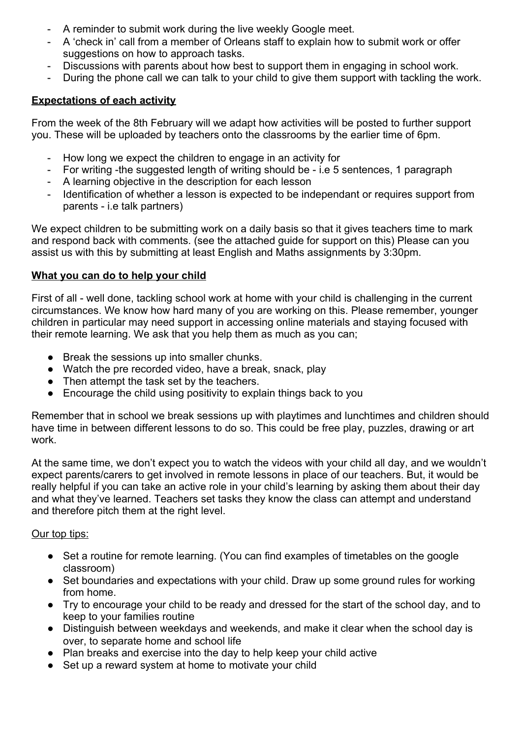- A reminder to submit work during the live weekly Google meet.
- A 'check in' call from a member of Orleans staff to explain how to submit work or offer suggestions on how to approach tasks.
- Discussions with parents about how best to support them in engaging in school work.
- During the phone call we can talk to your child to give them support with tackling the work.

**Expectations of each activity**

From the week of the 8th February will we adapt how activities will be posted to further support you. These will be uploaded by teachers onto the classrooms by the earlier time of 6pm.

- How long we expect the children to engage in an activity for
- For writing -the suggested length of writing should be - i.e 5 sentences, 1 paragraph
- A learning objective in the description for each lesson
- Identification of whether a lesson is expected to be independant or requires support from parents - i.e talk partners)

We expect children to be submitting work on a daily basis so that it gives teachers time to mark and respond back with comments. (see the attached guide for support on this) Please can you assist us with this by submitting at least English and Maths assignments by 3:30pm.

**What you can do to help your child**

First of all - well done, tackling school work at home with your child is challenging in the current circumstances. We know how hard many of you are working on this. Please remember, younger children in particular may need support in accessing online materials and staying focused with their remote learning. We ask that you help them as much as you can;

- Break the sessions up into smaller chunks.
- Watch the pre recorded video, have a break, snack, play
- Then attempt the task set by the teachers.
- Encourage the child using positivity to explain things back to you

Remember that in school we break sessions up with playtimes and lunchtimes and children should have time in between different lessons to do so. This could be free play, puzzles, drawing or art work.

At the same time, we don't expect you to watch the videos with your child all day, and we wouldn't expect parents/carers to get involved in remote lessons in place of our teachers. But, it would be really helpful if you can take an active role in your child's learning by asking them about their day and what they've learned. Teachers set tasks they know the class can attempt and understand and therefore pitch them at the right level.

Our top tips:

- Set a routine for remote learning. (You can find examples of timetables on the google classroom)
- Set boundaries and expectations with your child. Draw up some ground rules for working from home.
- Try to encourage your child to be ready and dressed for the start of the school day, and to keep to your families routine
- Distinguish between weekdays and weekends, and make it clear when the school day is over, to separate home and school life
- Plan breaks and exercise into the day to help keep your child active
- Set up a reward system at home to motivate your child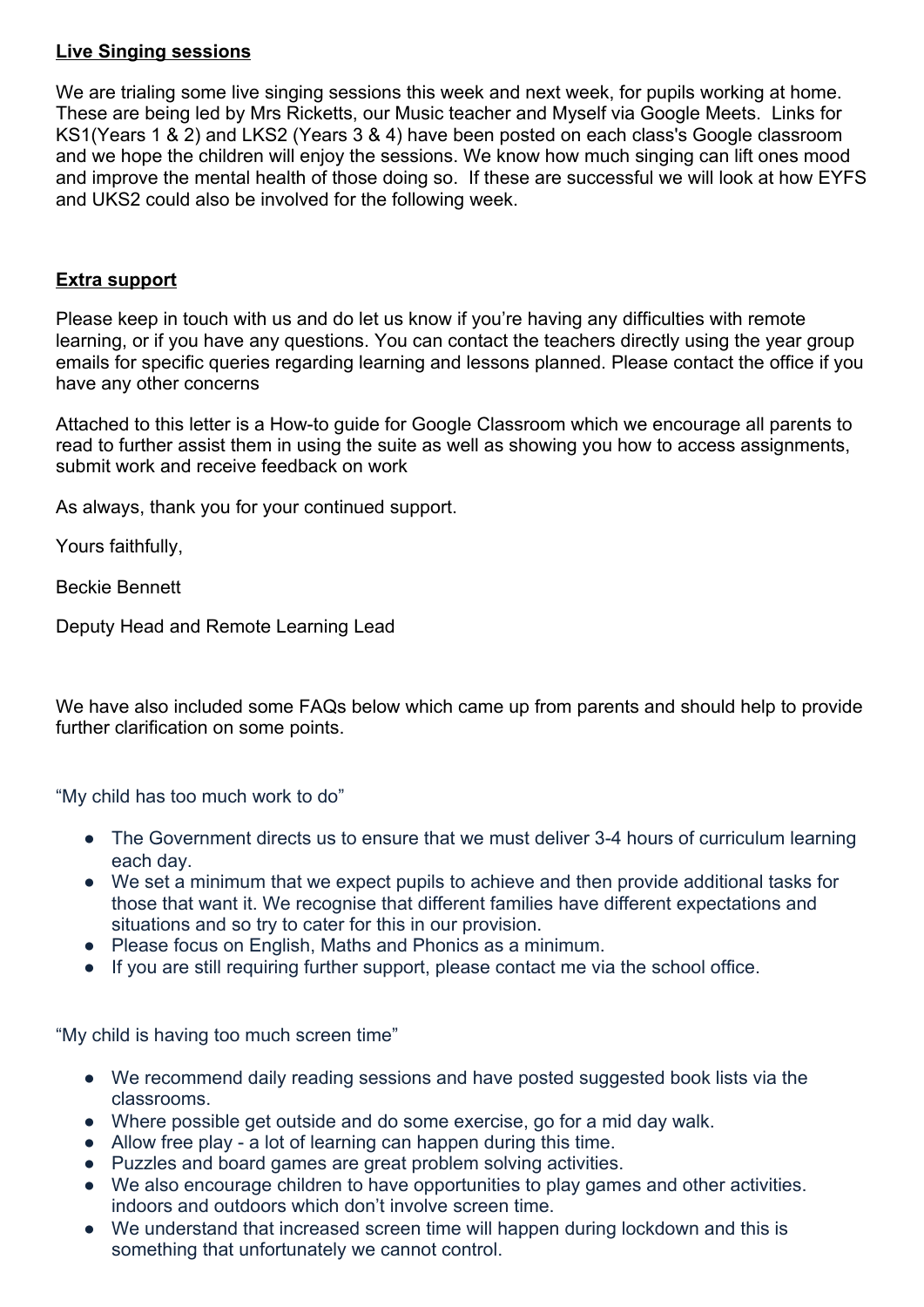## Live Singing sessions

We are trialing some live singing sessions this week and next week, for pupils working at home. These are being led by Mrs Ricketts, our Music teacher and Myself via Google Meets. Links for KS1(Years 1 & 2) and LKS2 (Years 3 & 4) have been posted on each class's Google classroom and we hope the children will enjoy the sessions. We know how much singing can lift ones mood and improve the mental health of those doing so. If these are successful we will look at how EYFS and UKS2 could also be involved for the following week.

## Extra support

Please keep in touch with us and do let us know if you're having any difficulties with remote learning, or if you have any questions. You can contact the teachers directly using the year group emails for specific queries regarding learning and lessons planned. Please contact the office if you have any other concerns

Attached to this letter is a How-to guide for Google Classroom which we encourage all parents to read to further assist them in using the suite as well as showing you how to access assignments, submit work and receive feedback on work

As always, thank you for your continued support.

Yours faithfully,

Beckie Bennett

Deputy Head and Remote Learning Lead

We have also included some FAQs below which came up from parents and should help to provide further clarification on some points.

"My child has too much work to do"

- The Government directs us to ensure that we must deliver 3-4 hours of curriculum learning each day.
- We set a minimum that we expect pupils to achieve and then provide additional tasks for those that want it. We recognise that different families have different expectations and situations and so try to cater for this in our provision.
- Please focus on English, Maths and Phonics as a minimum.
- If you are still requiring further support, please contact me via the school office.

"My child is having too much screen time"

- We recommend daily reading sessions and have posted suggested book lists via the classrooms.
- Where possible get outside and do some exercise, go for a mid day walk.
- Allow free play - a lot of learning can happen during this time.
- Puzzles and board games are great problem solving activities.
- We also encourage children to have opportunities to play games and other activities. indoors and outdoors which don't involve screen time.
- We understand that increased screen time will happen during lockdown and this is something that unfortunately we cannot control.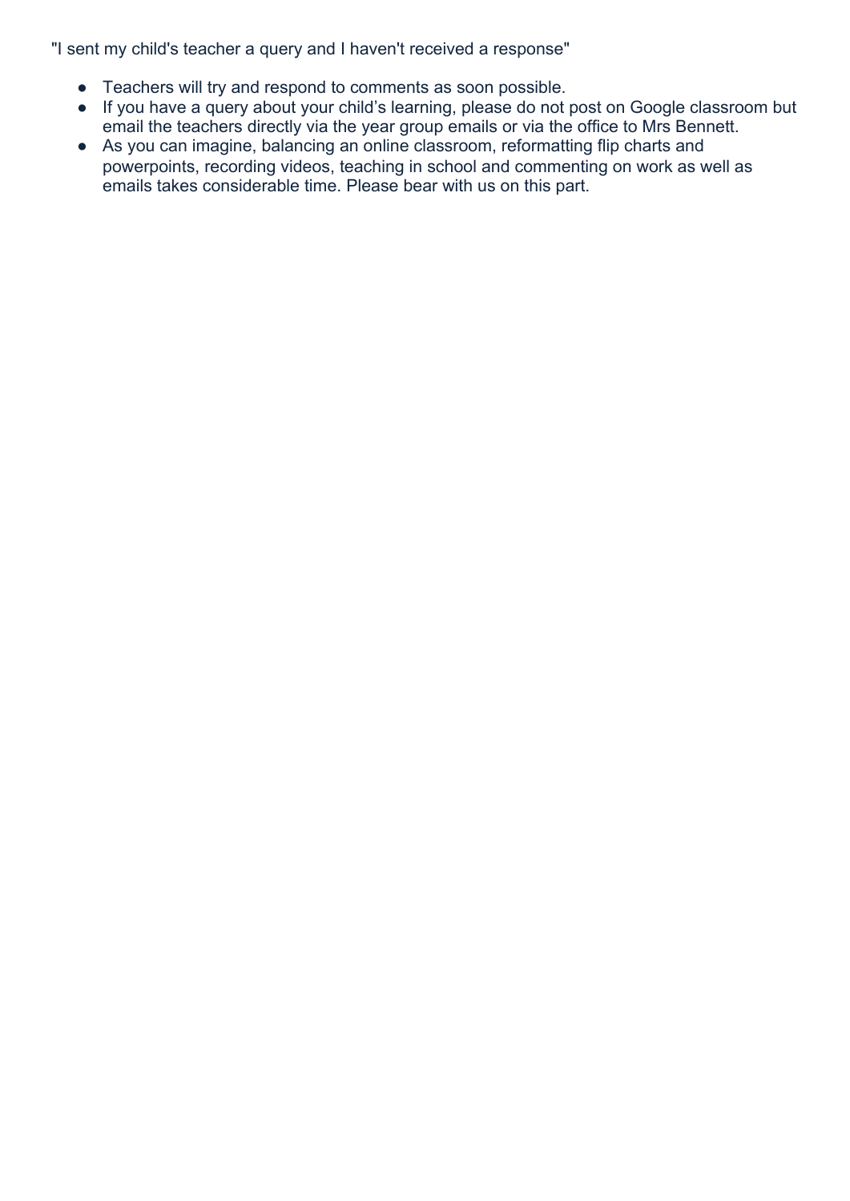"I sent my child's teacher a query and I haven't received a response"

- Teachers will try and respond to comments as soon possible.
- If you have a query about your child's learning, please do not post on Google classroom but email the teachers directly via the year group emails or via the office to Mrs Bennett.
- As you can imagine, balancing an online classroom, reformatting flip charts and powerpoints, recording videos, teaching in school and commenting on work as well as emails takes considerable time. Please bear with us on this part.